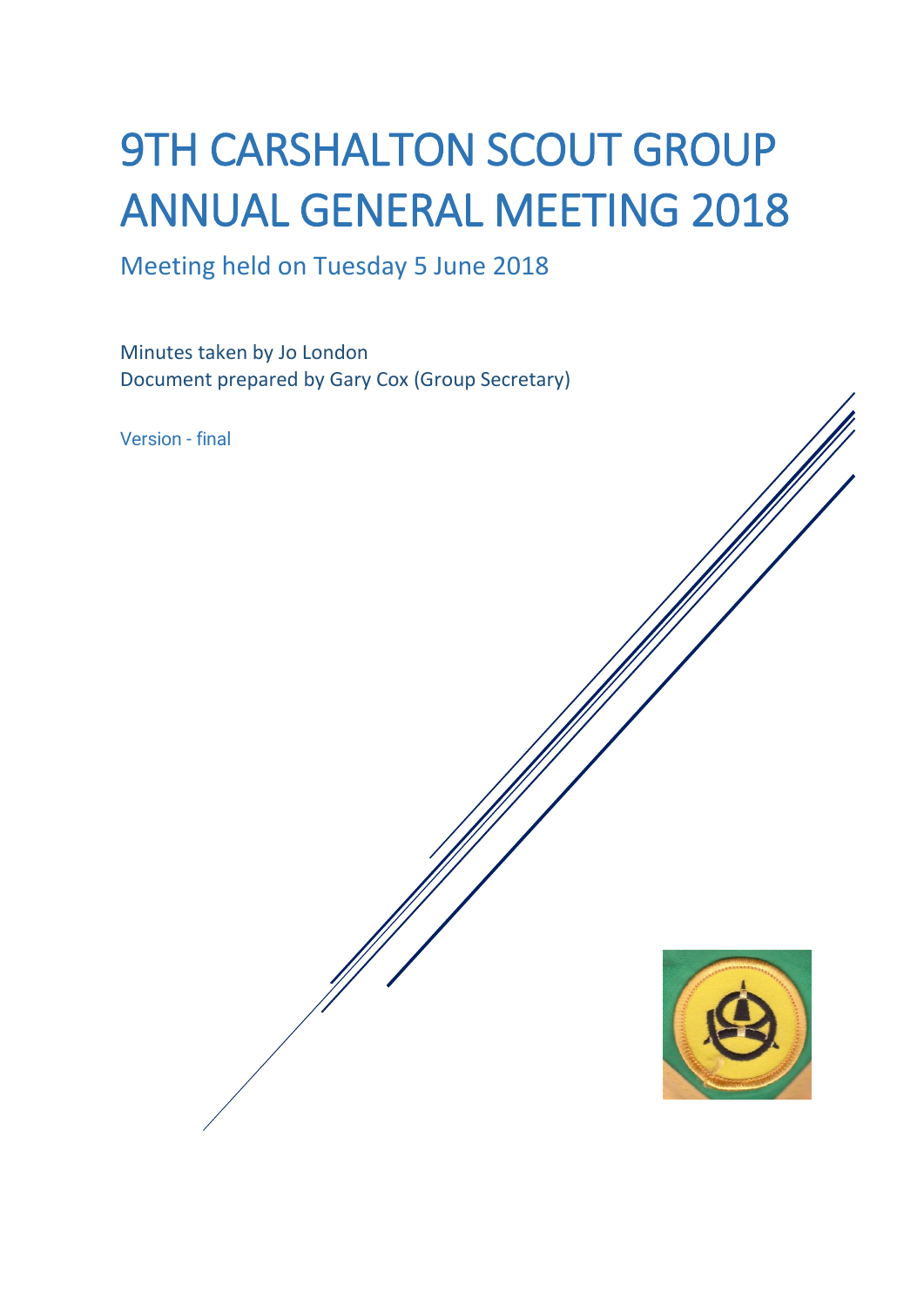# 9TH CARSHALTON SCOUT GROUP ANNUAL GENERAL MEETING 2018

Meeting held on Tuesday 5 June 2018

Minutes taken by Jo London
Document prepared by Gary Cox (Group Secretary)

Version - final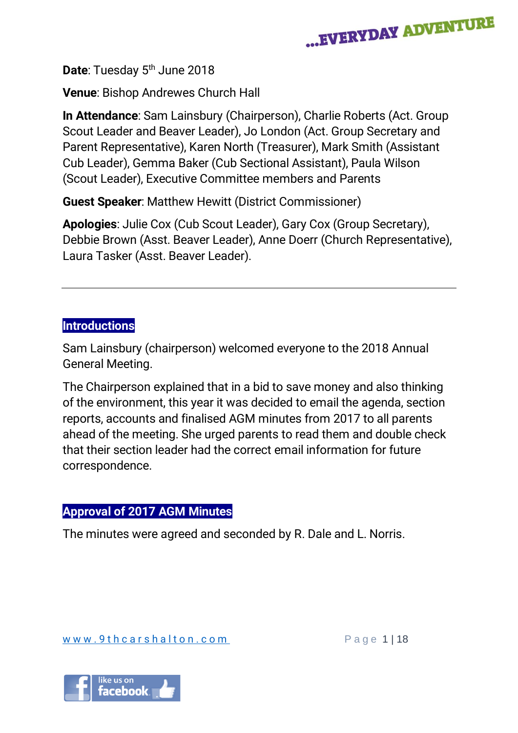**Date**: Tuesday 5th June 2018

**Venue**: Bishop Andrewes Church Hall

**In Attendance**: Sam Lainsbury (Chairperson), Charlie Roberts (Act. Group Scout Leader and Beaver Leader), Jo London (Act. Group Secretary and Parent Representative), Karen North (Treasurer), Mark Smith (Assistant Cub Leader), Gemma Baker (Cub Sectional Assistant), Paula Wilson (Scout Leader), Executive Committee members and Parents

**Guest Speaker**: Matthew Hewitt (District Commissioner)

**Apologies**: Julie Cox (Cub Scout Leader), Gary Cox (Group Secretary), Debbie Brown (Asst. Beaver Leader), Anne Doerr (Church Representative), Laura Tasker (Asst. Beaver Leader).

---

## Introductions

Sam Lainsbury (chairperson) welcomed everyone to the 2018 Annual General Meeting.

The Chairperson explained that in a bid to save money and also thinking of the environment, this year it was decided to email the agenda, section reports, accounts and finalised AGM minutes from 2017 to all parents ahead of the meeting. She urged parents to read them and double check that their section leader had the correct email information for future correspondence.

## Approval of 2017 AGM Minutes

The minutes were agreed and seconded by R. Dale and L. Norris.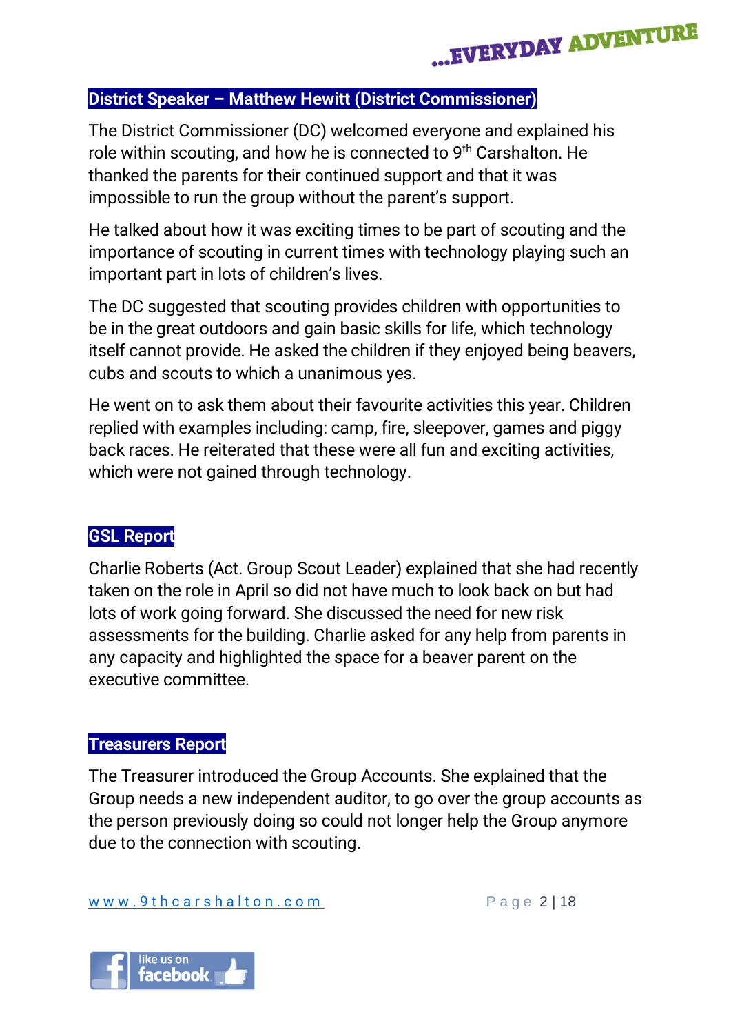## District Speaker – Matthew Hewitt (District Commissioner)

The District Commissioner (DC) welcomed everyone and explained his role within scouting, and how he is connected to 9th Carshalton. He thanked the parents for their continued support and that it was impossible to run the group without the parent's support.

He talked about how it was exciting times to be part of scouting and the importance of scouting in current times with technology playing such an important part in lots of children's lives.

The DC suggested that scouting provides children with opportunities to be in the great outdoors and gain basic skills for life, which technology itself cannot provide. He asked the children if they enjoyed being beavers, cubs and scouts to which a unanimous yes.

He went on to ask them about their favourite activities this year. Children replied with examples including: camp, fire, sleepover, games and piggy back races. He reiterated that these were all fun and exciting activities, which were not gained through technology.

## GSL Report

Charlie Roberts (Act. Group Scout Leader) explained that she had recently taken on the role in April so did not have much to look back on but had lots of work going forward. She discussed the need for new risk assessments for the building. Charlie asked for any help from parents in any capacity and highlighted the space for a beaver parent on the executive committee.

## Treasurers Report

The Treasurer introduced the Group Accounts. She explained that the Group needs a new independent auditor, to go over the group accounts as the person previously doing so could not longer help the Group anymore due to the connection with scouting.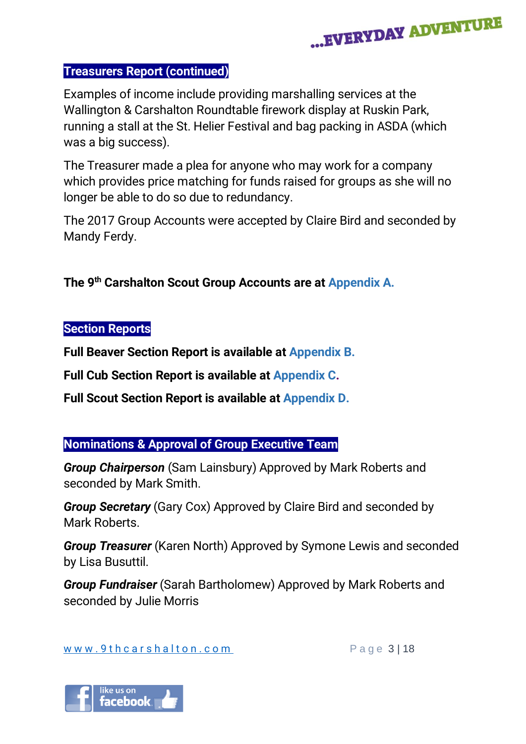## Treasurers Report (continued)

Examples of income include providing marshalling services at the Wallington & Carshalton Roundtable firework display at Ruskin Park, running a stall at the St. Helier Festival and bag packing in ASDA (which was a big success).

The Treasurer made a plea for anyone who may work for a company which provides price matching for funds raised for groups as she will no longer be able to do so due to redundancy.

The 2017 Group Accounts were accepted by Claire Bird and seconded by Mandy Ferdy.

**The 9th Carshalton Scout Group Accounts are at Appendix A.**

## Section Reports

**Full Beaver Section Report is available at Appendix B.**

**Full Cub Section Report is available at Appendix C.**

**Full Scout Section Report is available at Appendix D.**

## Nominations & Approval of Group Executive Team

***Group Chairperson*** (Sam Lainsbury) Approved by Mark Roberts and seconded by Mark Smith.

***Group Secretary*** (Gary Cox) Approved by Claire Bird and seconded by Mark Roberts.

***Group Treasurer*** (Karen North) Approved by Symone Lewis and seconded by Lisa Busuttil.

***Group Fundraiser*** (Sarah Bartholomew) Approved by Mark Roberts and seconded by Julie Morris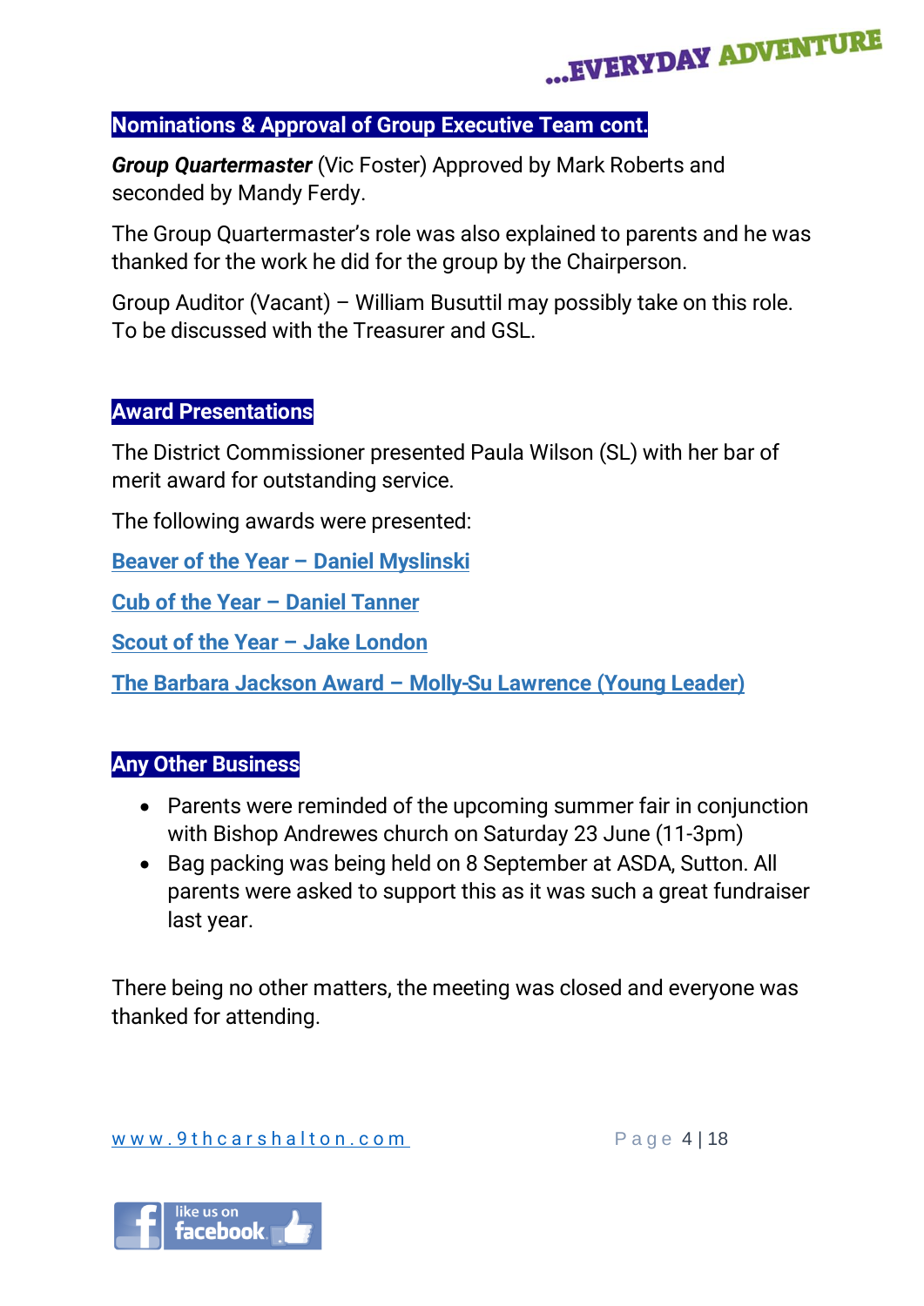## Nominations & Approval of Group Executive Team cont.

***Group Quartermaster*** (Vic Foster) Approved by Mark Roberts and seconded by Mandy Ferdy.

The Group Quartermaster's role was also explained to parents and he was thanked for the work he did for the group by the Chairperson.

Group Auditor (Vacant) – William Busuttil may possibly take on this role. To be discussed with the Treasurer and GSL.

## Award Presentations

The District Commissioner presented Paula Wilson (SL) with her bar of merit award for outstanding service.

The following awards were presented:

**Beaver of the Year – Daniel Myslinski**

**Cub of the Year – Daniel Tanner**

**Scout of the Year – Jake London**

**The Barbara Jackson Award – Molly-Su Lawrence (Young Leader)**

## Any Other Business

- Parents were reminded of the upcoming summer fair in conjunction with Bishop Andrewes church on Saturday 23 June (11-3pm)
- Bag packing was being held on 8 September at ASDA, Sutton. All parents were asked to support this as it was such a great fundraiser last year.

There being no other matters, the meeting was closed and everyone was thanked for attending.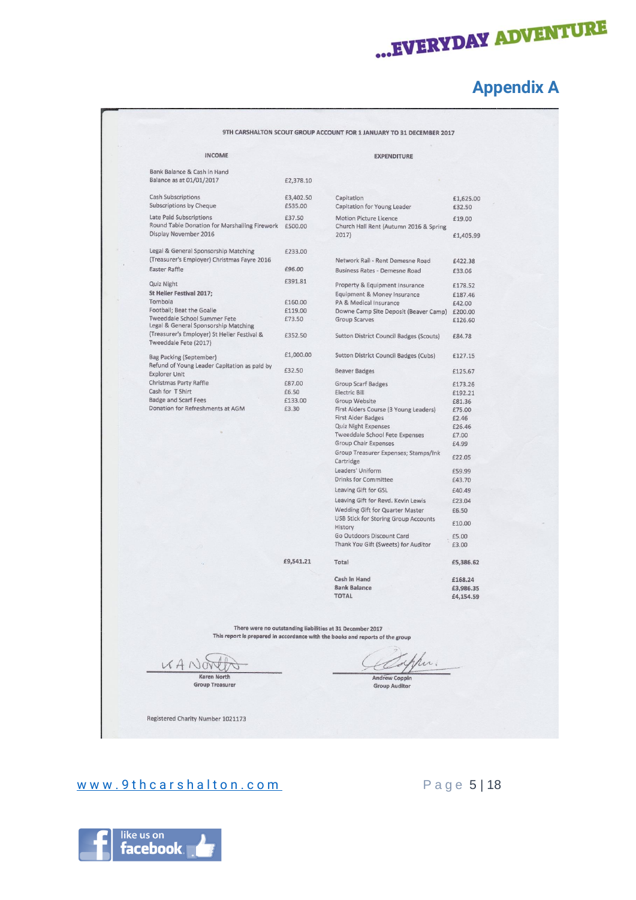## Appendix A

**9TH CARSHALTON SCOUT GROUP ACCOUNT FOR 1 JANUARY TO 31 DECEMBER 2017**

| INCOME | | EXPENDITURE | |
|---|---|---|---|
| Bank Balance & Cash in Hand Balance as at 01/01/2017 | £2,378.10 | | |
| Cash Subscriptions | £3,402.50 | Capitation | £1,625.00 |
| Subscriptions by Cheque | £535.00 | Capitation for Young Leader | £32.50 |
| Late Paid Subscriptions | £37.50 | Motion Picture Licence | £19.00 |
| Round Table Donation for Marshalling Firework Display November 2016 | £500.00 | Church Hall Rent (Autumn 2016 & Spring 2017) | £1,405.99 |
| Legal & General Sponsorship Matching (Treasurer's Employer) Christmas Fayre 2016 | £233.00 | Network Rail - Rent Demesne Road | £422.38 |
| Easter Raffle | £96.00 | Business Rates - Demesne Road | £33.06 |
| Quiz Night | £391.81 | Property & Equipment Insurance | £178.52 |
| **St Helier Festival 2017;** | | Equipment & Money Insurance | £187.46 |
| Tombola | £160.00 | PA & Medical Insurance | £42.00 |
| Football; Beat the Goalie | £119.00 | Downe Camp Site Deposit (Beaver Camp) | £200.00 |
| Tweeddale School Summer Fete | £73.50 | Group Scarves | £126.60 |
| Legal & General Sponsorship Matching (Treasurer's Employer) St Helier Festival & Tweeddale Fete (2017) | £352.50 | Sutton District Council Badges (Scouts) | £84.78 |
| Bag Packing (September) | £1,000.00 | Sutton District Council Badges (Cubs) | £127.15 |
| Refund of Young Leader Capitation as paid by Explorer Unit | £32.50 | Beaver Badges | £125.67 |
| Christmas Party Raffle | £87.00 | Group Scarf Badges | £173.26 |
| Cash for T Shirt | £6.50 | Electric Bill | £192.21 |
| Badge and Scarf Fees | £133.00 | Group Website | £81.36 |
| Donation for Refreshments at AGM | £3.30 | First Aiders Course (3 Young Leaders) | £75.00 |
| | | First Aider Badges | £2.46 |
| | | Quiz Night Expenses | £26.46 |
| | | Tweeddale School Fete Expenses | £7.00 |
| | | Group Chair Expenses | £4.99 |
| | | Group Treasurer Expenses; Stamps/Ink Cartridge | £22.05 |
| | | Leaders' Uniform | £59.99 |
| | | Drinks for Committee | £43.70 |
| | | Leaving Gift for GSL | £40.49 |
| | | Leaving Gift for Revd. Kevin Lewis | £23.04 |
| | | Wedding Gift for Quarter Master | £6.50 |
| | | USB Stick for Storing Group Accounts History | £10.00 |
| | | Go Outdoors Discount Card | £5.00 |
| | | Thank You Gift (Sweets) for Auditor | £3.00 |
| | **£9,541.21** | Total | **£5,386.62** |
| | | **Cash in Hand** | **£168.24** |
| | | **Bank Balance** | **£3,986.35** |
| | | **TOTAL** | **£4,154.59** |

There were no outstanding liabilities at 31 December 2017

This report is prepared in accordance with the books and reports of the group

Karen North
Group Treasurer

Andrew Coppin
Group Auditor

Registered Charity Number 1021173

www.9thcarshalton.com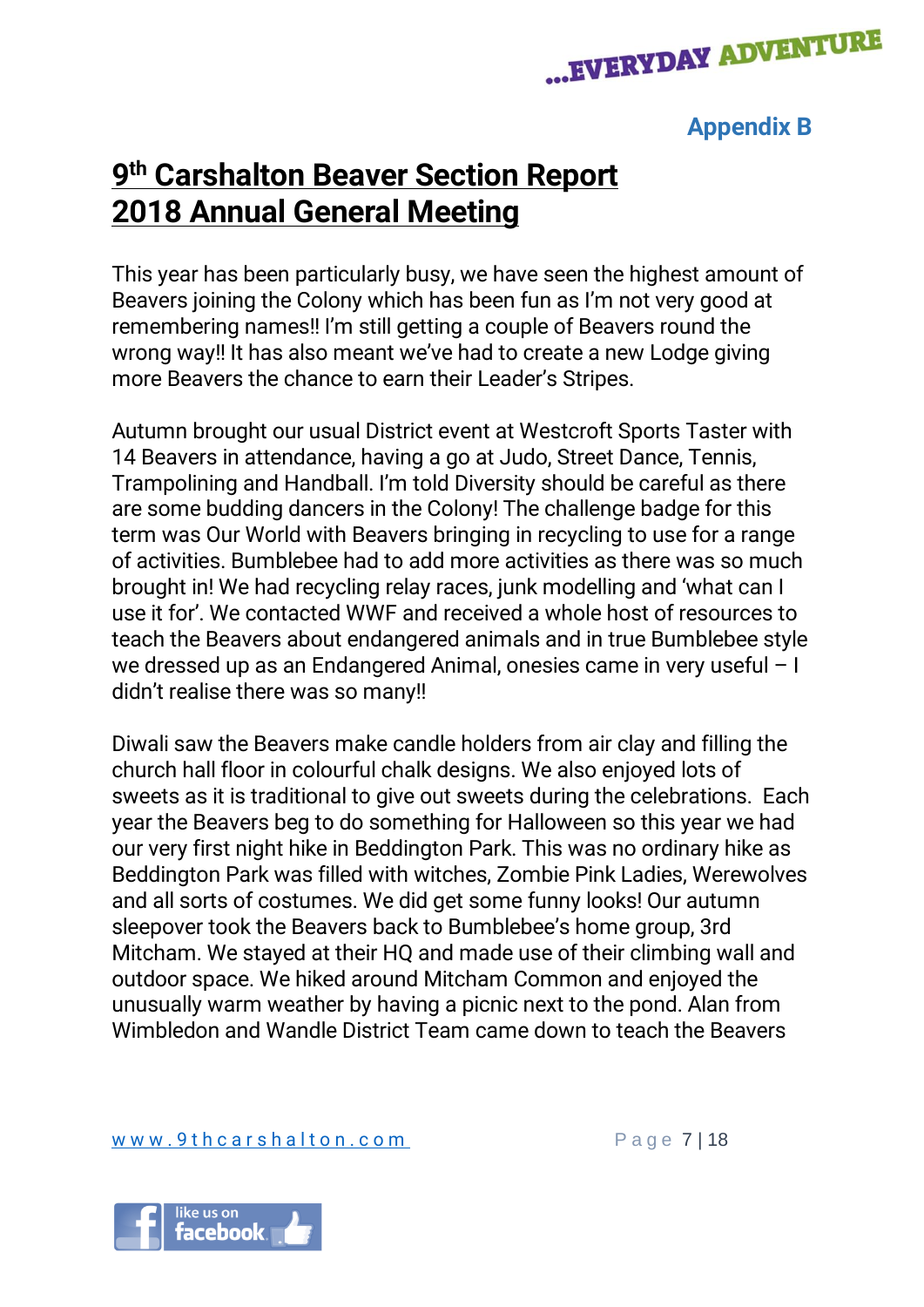**Appendix B**

# 9th Carshalton Beaver Section Report 2018 Annual General Meeting

This year has been particularly busy, we have seen the highest amount of Beavers joining the Colony which has been fun as I'm not very good at remembering names!! I'm still getting a couple of Beavers round the wrong way!! It has also meant we've had to create a new Lodge giving more Beavers the chance to earn their Leader's Stripes.

Autumn brought our usual District event at Westcroft Sports Taster with 14 Beavers in attendance, having a go at Judo, Street Dance, Tennis, Trampolining and Handball. I'm told Diversity should be careful as there are some budding dancers in the Colony! The challenge badge for this term was Our World with Beavers bringing in recycling to use for a range of activities. Bumblebee had to add more activities as there was so much brought in! We had recycling relay races, junk modelling and 'what can I use it for'. We contacted WWF and received a whole host of resources to teach the Beavers about endangered animals and in true Bumblebee style we dressed up as an Endangered Animal, onesies came in very useful – I didn't realise there was so many!!

Diwali saw the Beavers make candle holders from air clay and filling the church hall floor in colourful chalk designs. We also enjoyed lots of sweets as it is traditional to give out sweets during the celebrations. Each year the Beavers beg to do something for Halloween so this year we had our very first night hike in Beddington Park. This was no ordinary hike as Beddington Park was filled with witches, Zombie Pink Ladies, Werewolves and all sorts of costumes. We did get some funny looks! Our autumn sleepover took the Beavers back to Bumblebee's home group, 3rd Mitcham. We stayed at their HQ and made use of their climbing wall and outdoor space. We hiked around Mitcham Common and enjoyed the unusually warm weather by having a picnic next to the pond. Alan from Wimbledon and Wandle District Team came down to teach the Beavers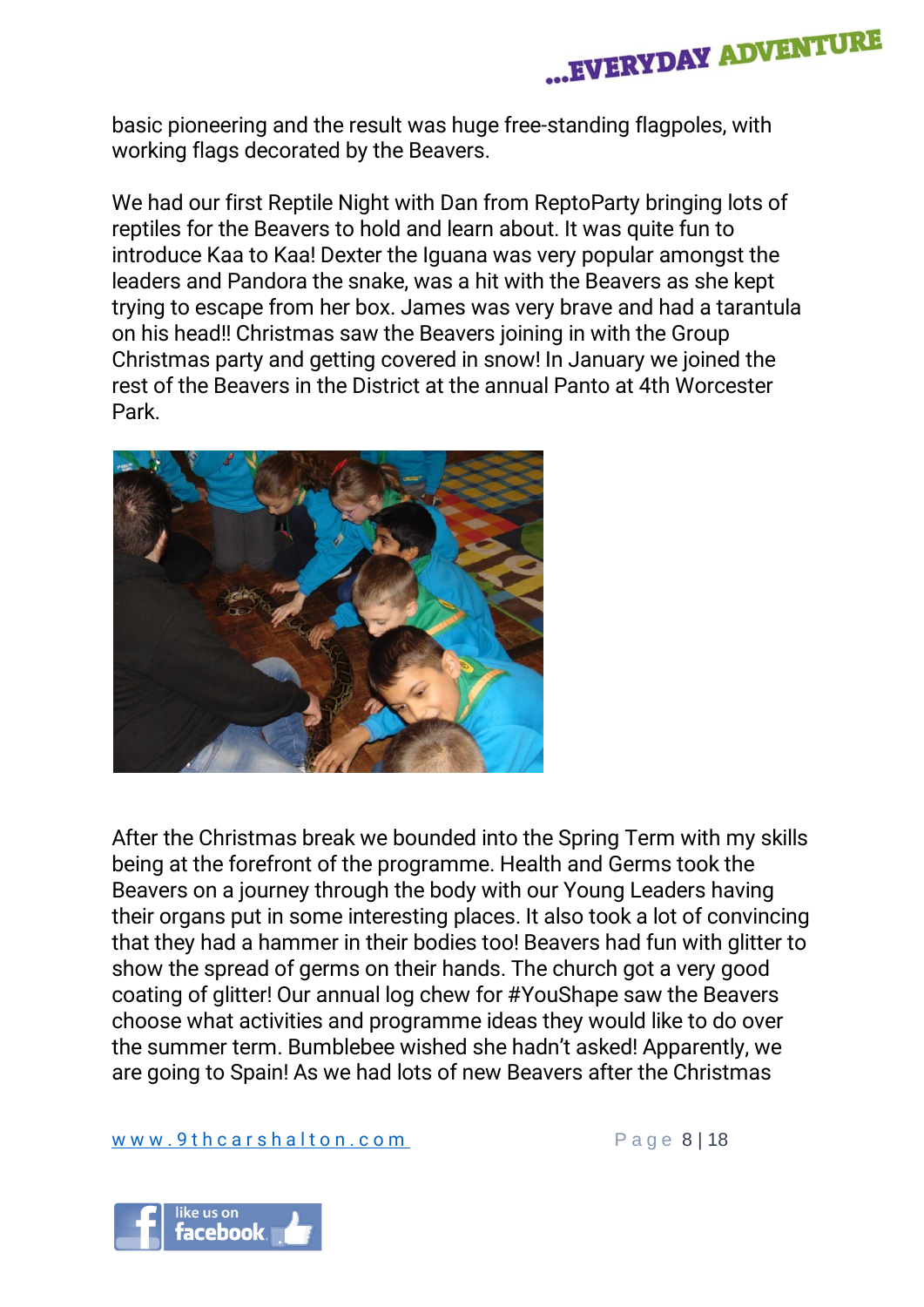basic pioneering and the result was huge free-standing flagpoles, with working flags decorated by the Beavers.

We had our first Reptile Night with Dan from ReptoParty bringing lots of reptiles for the Beavers to hold and learn about. It was quite fun to introduce Kaa to Kaa! Dexter the Iguana was very popular amongst the leaders and Pandora the snake, was a hit with the Beavers as she kept trying to escape from her box. James was very brave and had a tarantula on his head!! Christmas saw the Beavers joining in with the Group Christmas party and getting covered in snow! In January we joined the rest of the Beavers in the District at the annual Panto at 4th Worcester Park.

After the Christmas break we bounded into the Spring Term with my skills being at the forefront of the programme. Health and Germs took the Beavers on a journey through the body with our Young Leaders having their organs put in some interesting places. It also took a lot of convincing that they had a hammer in their bodies too! Beavers had fun with glitter to show the spread of germs on their hands. The church got a very good coating of glitter! Our annual log chew for #YouShape saw the Beavers choose what activities and programme ideas they would like to do over the summer term. Bumblebee wished she hadn't asked! Apparently, we are going to Spain! As we had lots of new Beavers after the Christmas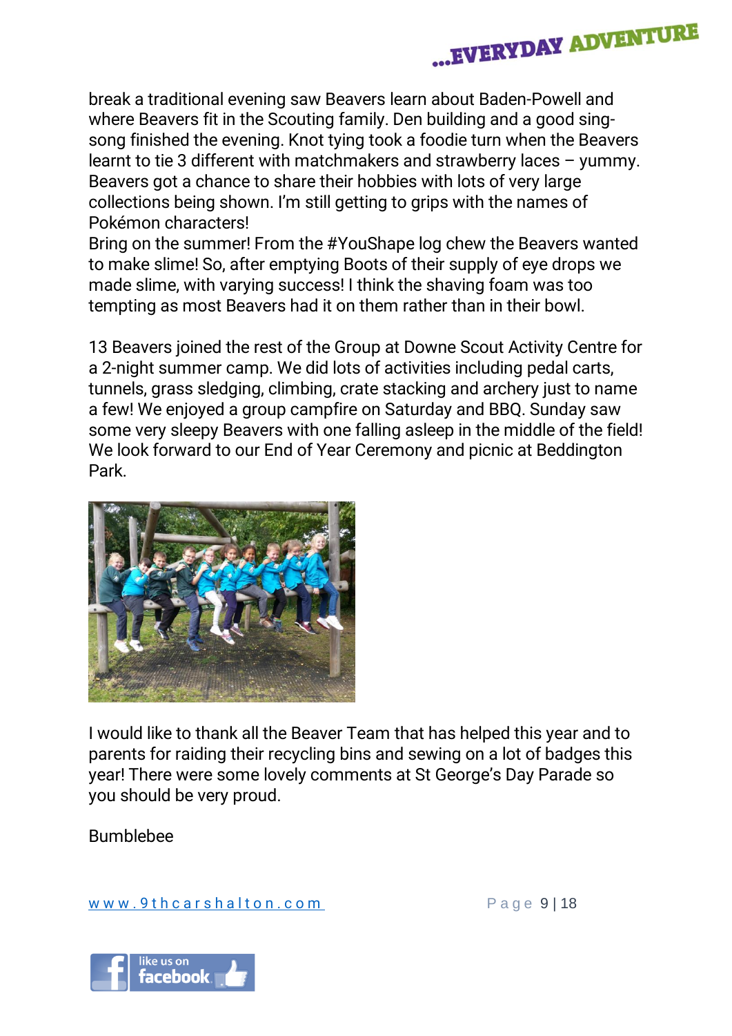break a traditional evening saw Beavers learn about Baden-Powell and where Beavers fit in the Scouting family. Den building and a good sing-song finished the evening. Knot tying took a foodie turn when the Beavers learnt to tie 3 different with matchmakers and strawberry laces – yummy. Beavers got a chance to share their hobbies with lots of very large collections being shown. I'm still getting to grips with the names of Pokémon characters!
Bring on the summer! From the #YouShape log chew the Beavers wanted to make slime! So, after emptying Boots of their supply of eye drops we made slime, with varying success! I think the shaving foam was too tempting as most Beavers had it on them rather than in their bowl.

13 Beavers joined the rest of the Group at Downe Scout Activity Centre for a 2-night summer camp. We did lots of activities including pedal carts, tunnels, grass sledging, climbing, crate stacking and archery just to name a few! We enjoyed a group campfire on Saturday and BBQ. Sunday saw some very sleepy Beavers with one falling asleep in the middle of the field! We look forward to our End of Year Ceremony and picnic at Beddington Park.

I would like to thank all the Beaver Team that has helped this year and to parents for raiding their recycling bins and sewing on a lot of badges this year! There were some lovely comments at St George's Day Parade so you should be very proud.

Bumblebee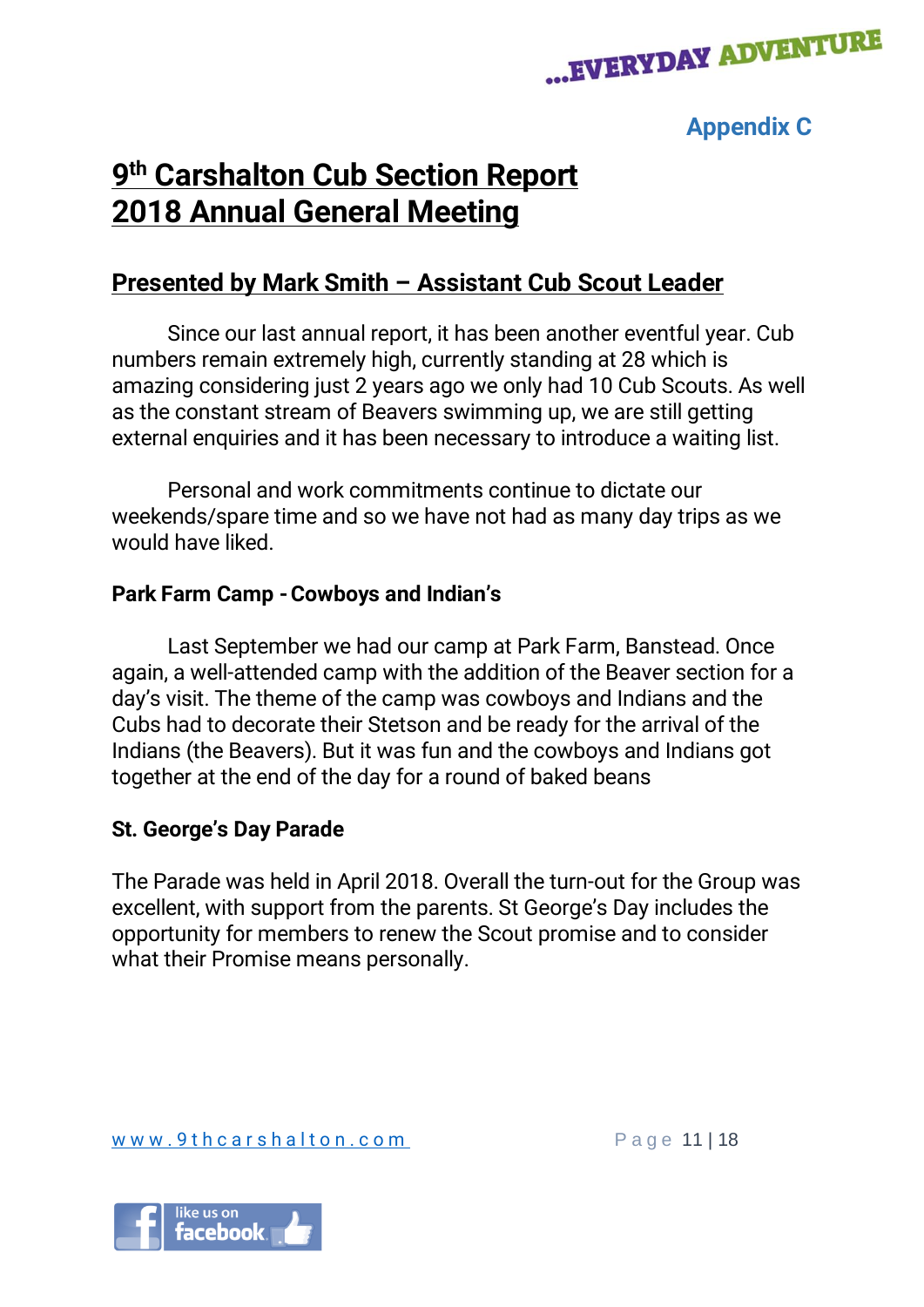Appendix C

# 9th Carshalton Cub Section Report
# 2018 Annual General Meeting

## Presented by Mark Smith – Assistant Cub Scout Leader

Since our last annual report, it has been another eventful year. Cub numbers remain extremely high, currently standing at 28 which is amazing considering just 2 years ago we only had 10 Cub Scouts. As well as the constant stream of Beavers swimming up, we are still getting external enquiries and it has been necessary to introduce a waiting list.

Personal and work commitments continue to dictate our weekends/spare time and so we have not had as many day trips as we would have liked.

### Park Farm Camp - Cowboys and Indian's

Last September we had our camp at Park Farm, Banstead. Once again, a well-attended camp with the addition of the Beaver section for a day's visit. The theme of the camp was cowboys and Indians and the Cubs had to decorate their Stetson and be ready for the arrival of the Indians (the Beavers). But it was fun and the cowboys and Indians got together at the end of the day for a round of baked beans

### St. George's Day Parade

The Parade was held in April 2018. Overall the turn-out for the Group was excellent, with support from the parents. St George's Day includes the opportunity for members to renew the Scout promise and to consider what their Promise means personally.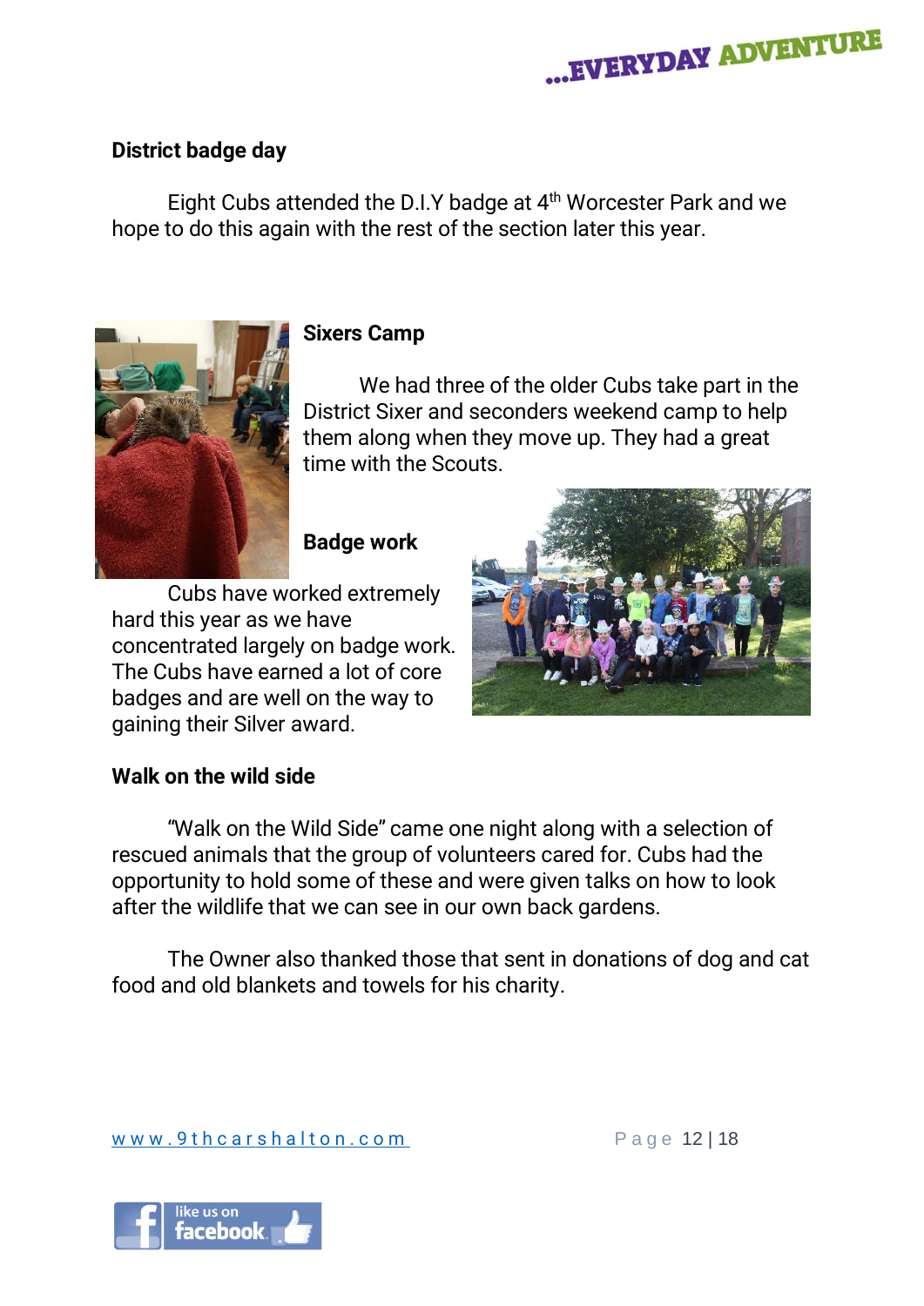## District badge day

Eight Cubs attended the D.I.Y badge at 4th Worcester Park and we hope to do this again with the rest of the section later this year.

## Sixers Camp

We had three of the older Cubs take part in the District Sixer and seconders weekend camp to help them along when they move up. They had a great time with the Scouts.

## Badge work

Cubs have worked extremely hard this year as we have concentrated largely on badge work. The Cubs have earned a lot of core badges and are well on the way to gaining their Silver award.

## Walk on the wild side

"Walk on the Wild Side" came one night along with a selection of rescued animals that the group of volunteers cared for. Cubs had the opportunity to hold some of these and were given talks on how to look after the wildlife that we can see in our own back gardens.

The Owner also thanked those that sent in donations of dog and cat food and old blankets and towels for his charity.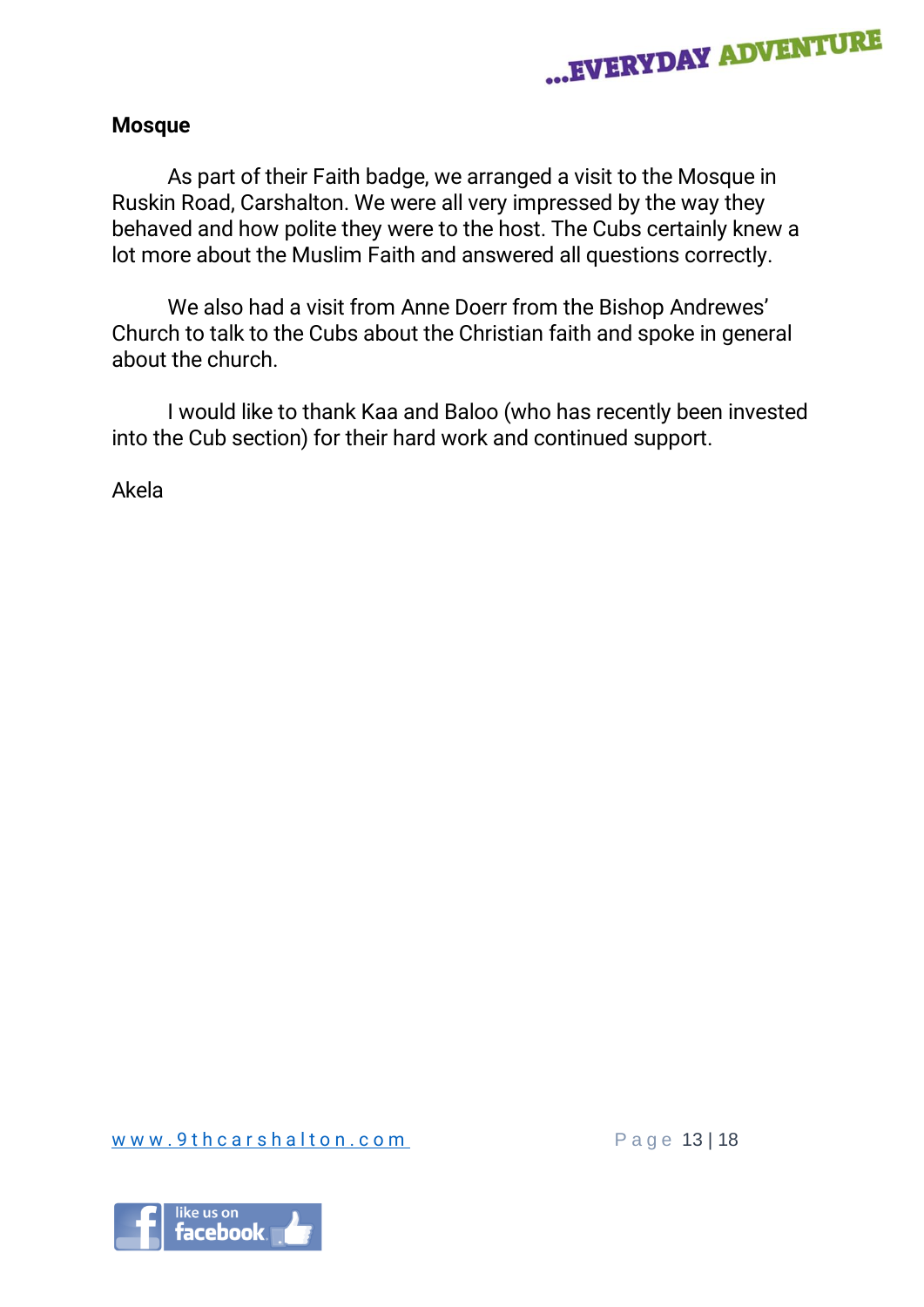**Mosque**

As part of their Faith badge, we arranged a visit to the Mosque in Ruskin Road, Carshalton. We were all very impressed by the way they behaved and how polite they were to the host. The Cubs certainly knew a lot more about the Muslim Faith and answered all questions correctly.

We also had a visit from Anne Doerr from the Bishop Andrewes' Church to talk to the Cubs about the Christian faith and spoke in general about the church.

I would like to thank Kaa and Baloo (who has recently been invested into the Cub section) for their hard work and continued support.

Akela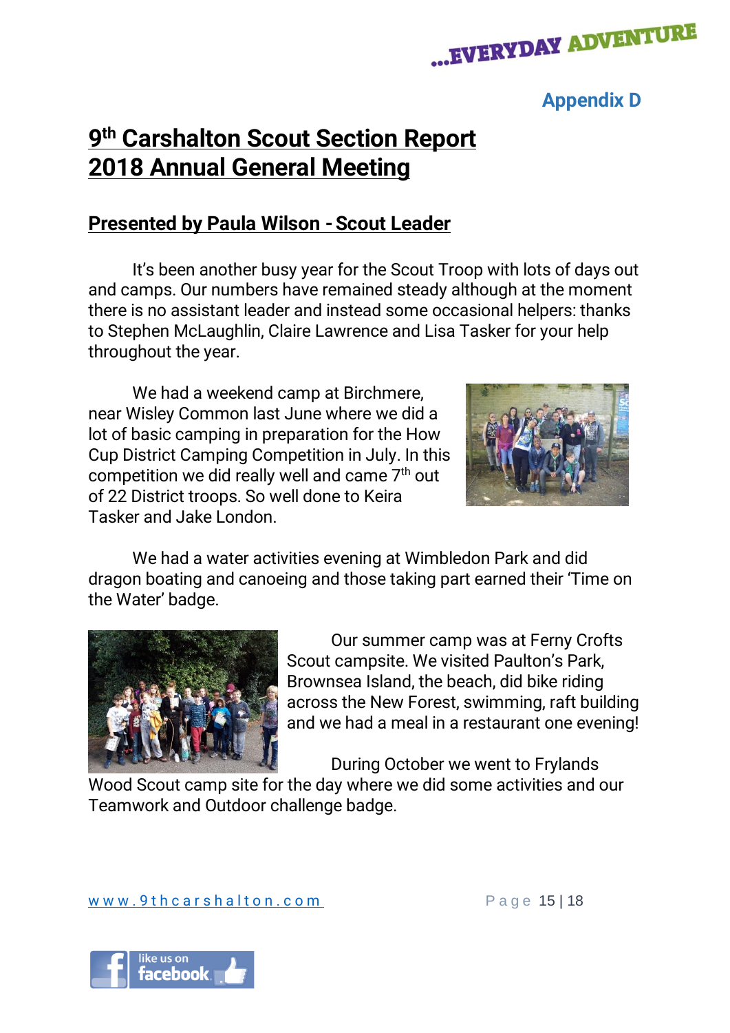Appendix D

# 9th Carshalton Scout Section Report
# 2018 Annual General Meeting

## Presented by Paula Wilson - Scout Leader

It's been another busy year for the Scout Troop with lots of days out and camps. Our numbers have remained steady although at the moment there is no assistant leader and instead some occasional helpers: thanks to Stephen McLaughlin, Claire Lawrence and Lisa Tasker for your help throughout the year.

We had a weekend camp at Birchmere, near Wisley Common last June where we did a lot of basic camping in preparation for the How Cup District Camping Competition in July. In this competition we did really well and came 7th out of 22 District troops. So well done to Keira Tasker and Jake London.

We had a water activities evening at Wimbledon Park and did dragon boating and canoeing and those taking part earned their 'Time on the Water' badge.

Our summer camp was at Ferny Crofts Scout campsite. We visited Paulton's Park, Brownsea Island, the beach, did bike riding across the New Forest, swimming, raft building and we had a meal in a restaurant one evening!

During October we went to Frylands Wood Scout camp site for the day where we did some activities and our Teamwork and Outdoor challenge badge.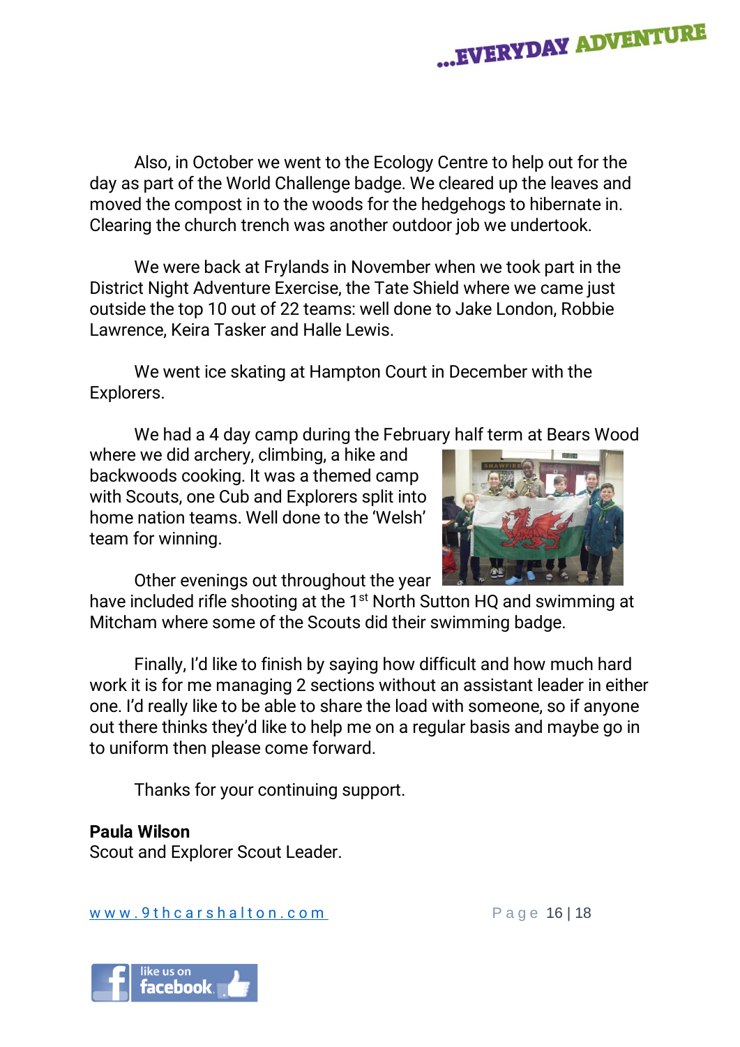Also, in October we went to the Ecology Centre to help out for the day as part of the World Challenge badge. We cleared up the leaves and moved the compost in to the woods for the hedgehogs to hibernate in. Clearing the church trench was another outdoor job we undertook.

We were back at Frylands in November when we took part in the District Night Adventure Exercise, the Tate Shield where we came just outside the top 10 out of 22 teams: well done to Jake London, Robbie Lawrence, Keira Tasker and Halle Lewis.

We went ice skating at Hampton Court in December with the Explorers.

We had a 4 day camp during the February half term at Bears Wood where we did archery, climbing, a hike and backwoods cooking. It was a themed camp with Scouts, one Cub and Explorers split into home nation teams. Well done to the 'Welsh' team for winning.

Other evenings out throughout the year have included rifle shooting at the 1st North Sutton HQ and swimming at Mitcham where some of the Scouts did their swimming badge.

Finally, I'd like to finish by saying how difficult and how much hard work it is for me managing 2 sections without an assistant leader in either one. I'd really like to be able to share the load with someone, so if anyone out there thinks they'd like to help me on a regular basis and maybe go in to uniform then please come forward.

Thanks for your continuing support.

**Paula Wilson**
Scout and Explorer Scout Leader.